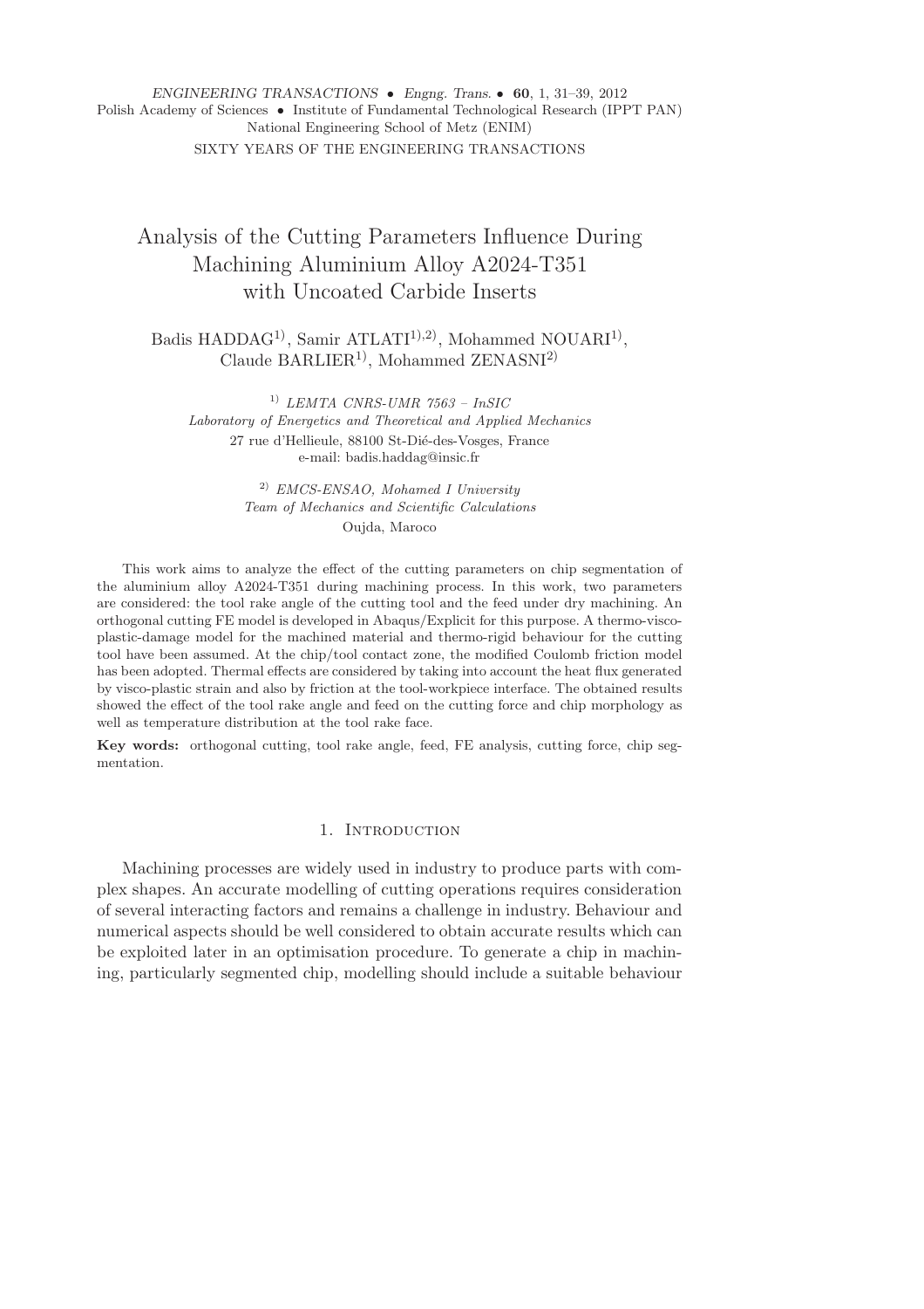ENGINEERING TRANSACTIONS • Engng. Trans. • 60, 1, 31–39, 2012
Polish Academy of Sciences • Institute of Fundamental Technological Research (IPPT PAN)
National Engineering School of Metz (ENIM)

SIXTY YEARS OF THE ENGINEERING TRANSACTIONS

# Analysis of the Cutting Parameters Influence During Machining Aluminium Alloy A2024-T351 with Uncoated Carbide Inserts

Badis HADDAG[1], Samir ATLATI[1,2], Mohammed NOUARI[1], Claude BARLIER[1], Mohammed ZENASNI[2]

[1] *LEMTA CNRS-UMR 7563 – InSIC*
*Laboratory of Energetics and Theoretical and Applied Mechanics*
27 rue d'Hellieule, 88100 St-Dié-des-Vosges, France
e-mail: badis.haddag@insic.fr

[2] *EMCS-ENSAO, Mohamed I University*
*Team of Mechanics and Scientific Calculations*
Oujda, Maroco

This work aims to analyze the effect of the cutting parameters on chip segmentation of the aluminium alloy A2024-T351 during machining process. In this work, two parameters are considered: the tool rake angle of the cutting tool and the feed under dry machining. An orthogonal cutting FE model is developed in Abaqus/Explicit for this purpose. A thermo-visco-plastic-damage model for the machined material and thermo-rigid behaviour for the cutting tool have been assumed. At the chip/tool contact zone, the modified Coulomb friction model has been adopted. Thermal effects are considered by taking into account the heat flux generated by visco-plastic strain and also by friction at the tool-workpiece interface. The obtained results showed the effect of the tool rake angle and feed on the cutting force and chip morphology as well as temperature distribution at the tool rake face.

**Key words:** orthogonal cutting, tool rake angle, feed, FE analysis, cutting force, chip segmentation.

## 1. Introduction

Machining processes are widely used in industry to produce parts with complex shapes. An accurate modelling of cutting operations requires consideration of several interacting factors and remains a challenge in industry. Behaviour and numerical aspects should be well considered to obtain accurate results which can be exploited later in an optimisation procedure. To generate a chip in machining, particularly segmented chip, modelling should include a suitable behaviour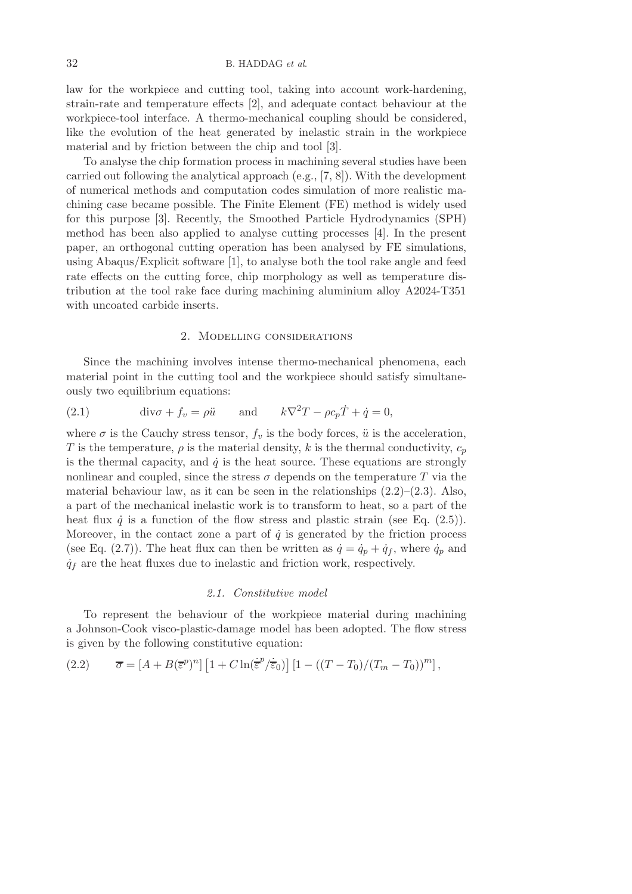law for the workpiece and cutting tool, taking into account work-hardening, strain-rate and temperature effects [2], and adequate contact behaviour at the workpiece-tool interface. A thermo-mechanical coupling should be considered, like the evolution of the heat generated by inelastic strain in the workpiece material and by friction between the chip and tool [3].

To analyse the chip formation process in machining several studies have been carried out following the analytical approach (e.g., [7, 8]). With the development of numerical methods and computation codes simulation of more realistic machining case became possible. The Finite Element (FE) method is widely used for this purpose [3]. Recently, the Smoothed Particle Hydrodynamics (SPH) method has been also applied to analyse cutting processes [4]. In the present paper, an orthogonal cutting operation has been analysed by FE simulations, using Abaqus/Explicit software [1], to analyse both the tool rake angle and feed rate effects on the cutting force, chip morphology as well as temperature distribution at the tool rake face during machining aluminium alloy A2024-T351 with uncoated carbide inserts.

## 2. Modelling considerations

Since the machining involves intense thermo-mechanical phenomena, each material point in the cutting tool and the workpiece should satisfy simultaneously two equilibrium equations:

$$\text{div}\sigma + f_v = \rho\ddot{u} \qquad \text{and} \qquad k\nabla^2 T - \rho c_p \dot{T} + \dot{q} = 0, \tag{2.1}$$

where $\sigma$ is the Cauchy stress tensor, $f_v$ is the body forces, $\ddot{u}$ is the acceleration, $T$ is the temperature, $\rho$ is the material density, $k$ is the thermal conductivity, $c_p$ is the thermal capacity, and $\dot{q}$ is the heat source. These equations are strongly nonlinear and coupled, since the stress $\sigma$ depends on the temperature $T$ via the material behaviour law, as it can be seen in the relationships (2.2)–(2.3). Also, a part of the mechanical inelastic work is to transform to heat, so a part of the heat flux $\dot{q}$ is a function of the flow stress and plastic strain (see Eq. (2.5)). Moreover, in the contact zone a part of $\dot{q}$ is generated by the friction process (see Eq. (2.7)). The heat flux can then be written as $\dot{q} = \dot{q}_p + \dot{q}_f$, where $\dot{q}_p$ and $\dot{q}_f$ are the heat fluxes due to inelastic and friction work, respectively.

### 2.1. Constitutive model

To represent the behaviour of the workpiece material during machining a Johnson-Cook visco-plastic-damage model has been adopted. The flow stress is given by the following constitutive equation:

$$\overline{\sigma} = \left[A + B(\overline{\varepsilon}^p)^n\right]\left[1 + C\ln(\dot{\overline{\varepsilon}}^p/\dot{\overline{\varepsilon}}_0)\right]\left[1 - ((T - T_0)/(T_m - T_0))^m\right], \tag{2.2}$$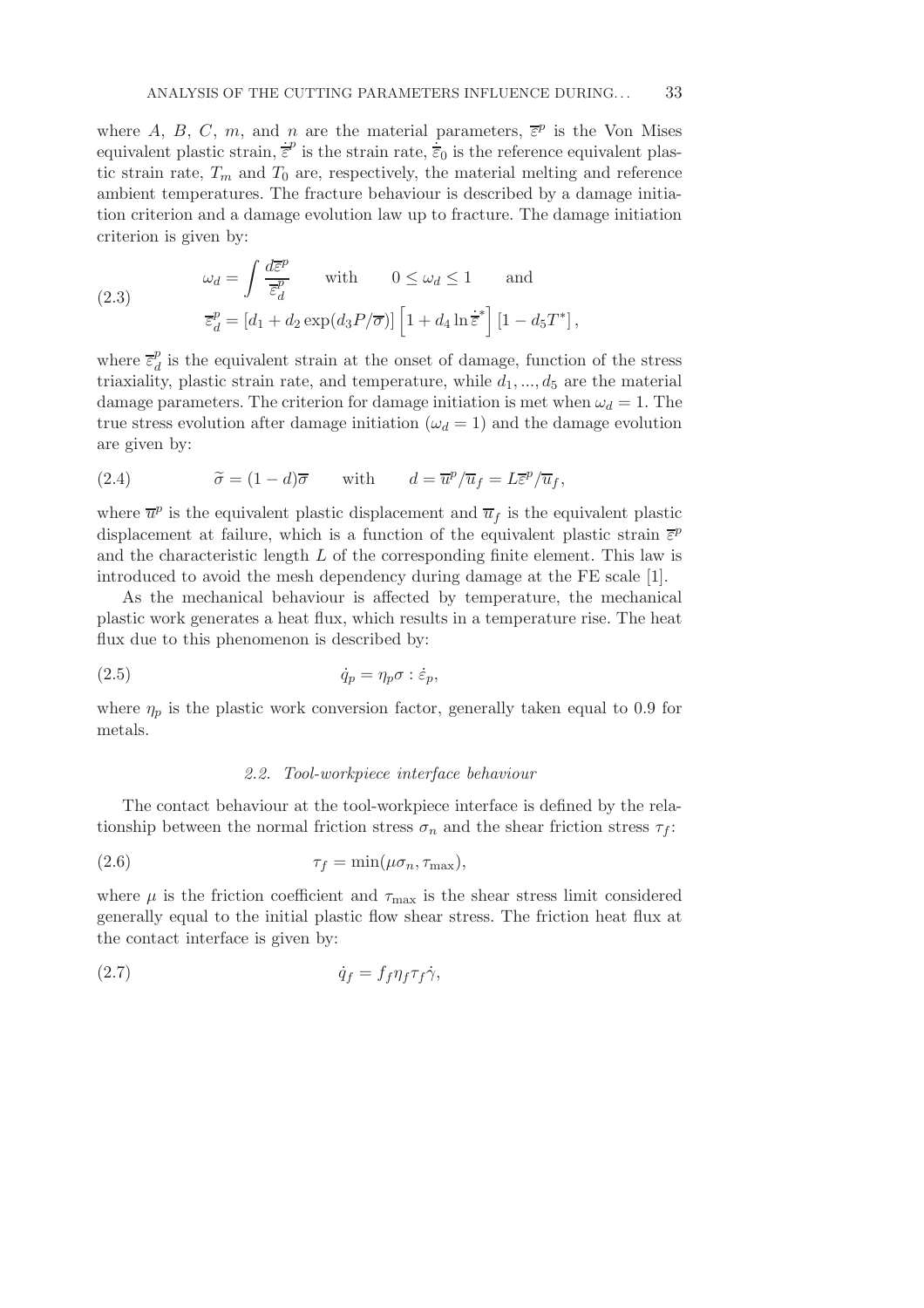where $A$, $B$, $C$, $m$, and $n$ are the material parameters, $\overline{\varepsilon}^p$ is the Von Mises equivalent plastic strain, $\dot{\overline{\varepsilon}}^p$ is the strain rate, $\dot{\overline{\varepsilon}}_0$ is the reference equivalent plastic strain rate, $T_m$ and $T_0$ are, respectively, the material melting and reference ambient temperatures. The fracture behaviour is described by a damage initiation criterion and a damage evolution law up to fracture. The damage initiation criterion is given by:

$$
\begin{aligned}
&\omega_d = \int \frac{d\overline{\varepsilon}^p}{\overline{\varepsilon}_d^p} \qquad \text{with} \qquad 0 \leq \omega_d \leq 1 \qquad \text{and} \\
&\overline{\varepsilon}_d^p = \left[d_1 + d_2 \exp(d_3 P/\overline{\sigma})\right] \left[1 + d_4 \ln \dot{\overline{\varepsilon}}^*\right] \left[1 - d_5 T^*\right],
\end{aligned}
\tag{2.3}
$$

where $\overline{\varepsilon}_d^p$ is the equivalent strain at the onset of damage, function of the stress triaxiality, plastic strain rate, and temperature, while $d_1, ..., d_5$ are the material damage parameters. The criterion for damage initiation is met when $\omega_d = 1$. The true stress evolution after damage initiation ($\omega_d = 1$) and the damage evolution are given by:

$$
\widetilde{\sigma} = (1-d)\overline{\sigma} \qquad \text{with} \qquad d = \overline{u}^p/\overline{u}_f = L\overline{\varepsilon}^p/\overline{u}_f,
\tag{2.4}
$$

where $\overline{u}^p$ is the equivalent plastic displacement and $\overline{u}_f$ is the equivalent plastic displacement at failure, which is a function of the equivalent plastic strain $\overline{\varepsilon}^p$ and the characteristic length $L$ of the corresponding finite element. This law is introduced to avoid the mesh dependency during damage at the FE scale [1].

As the mechanical behaviour is affected by temperature, the mechanical plastic work generates a heat flux, which results in a temperature rise. The heat flux due to this phenomenon is described by:

$$
\dot{q}_p = \eta_p \sigma : \dot{\varepsilon}_p,
\tag{2.5}
$$

where $\eta_p$ is the plastic work conversion factor, generally taken equal to 0.9 for metals.

### *2.2. Tool-workpiece interface behaviour*

The contact behaviour at the tool-workpiece interface is defined by the relationship between the normal friction stress $\sigma_n$ and the shear friction stress $\tau_f$:

$$
\tau_f = \min(\mu\sigma_n, \tau_{\max}),
\tag{2.6}
$$

where $\mu$ is the friction coefficient and $\tau_{\max}$ is the shear stress limit considered generally equal to the initial plastic flow shear stress. The friction heat flux at the contact interface is given by:

$$
\dot{q}_f = f_f \eta_f \tau_f \dot{\gamma},
\tag{2.7}
$$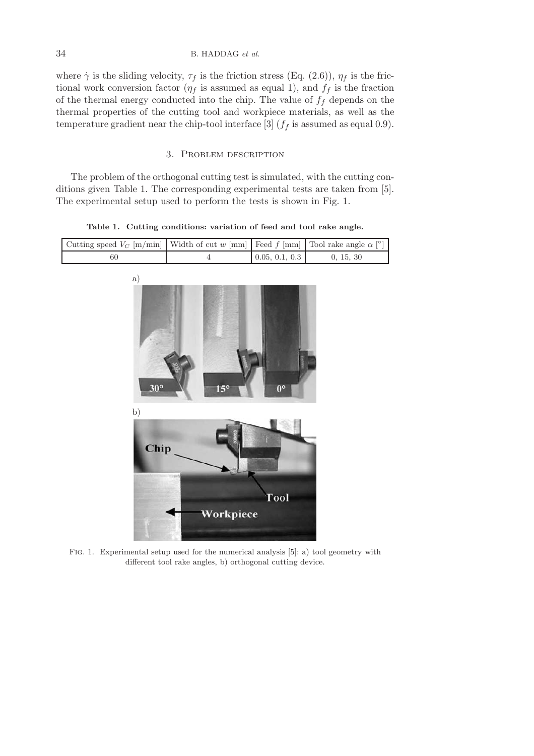where $\dot{\gamma}$ is the sliding velocity, $\tau_f$ is the friction stress (Eq. (2.6)), $\eta_f$ is the frictional work conversion factor ($\eta_f$ is assumed as equal 1), and $f_f$ is the fraction of the thermal energy conducted into the chip. The value of $f_f$ depends on the thermal properties of the cutting tool and workpiece materials, as well as the temperature gradient near the chip-tool interface [3] ($f_f$ is assumed as equal 0.9).

## 3. Problem description

The problem of the orthogonal cutting test is simulated, with the cutting conditions given Table 1. The corresponding experimental tests are taken from [5]. The experimental setup used to perform the tests is shown in Fig. 1.

**Table 1. Cutting conditions: variation of feed and tool rake angle.**

| Cutting speed $V_C$ [m/min] | Width of cut $w$ [mm] | Feed $f$ [mm] | Tool rake angle $\alpha$ [°] |
|---|---|---|---|
| 60 | 4 | 0.05, 0.1, 0.3 | 0, 15, 30 |

Fig. 1. Experimental setup used for the numerical analysis [5]: a) tool geometry with different tool rake angles, b) orthogonal cutting device.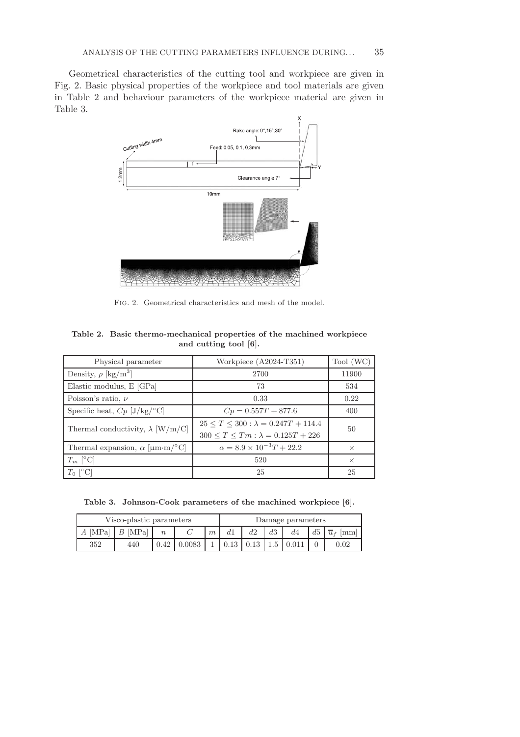Geometrical characteristics of the cutting tool and workpiece are given in Fig. 2. Basic physical properties of the workpiece and tool materials are given in Table 2 and behaviour parameters of the workpiece material are given in Table 3.

Fig. 2. Geometrical characteristics and mesh of the model.

**Table 2. Basic thermo-mechanical properties of the machined workpiece and cutting tool [6].**

| Physical parameter | Workpiece (A2024-T351) | Tool (WC) |
|---|---|---|
| Density, $\rho$ [kg/m$^3$] | 2700 | 11900 |
| Elastic modulus, E [GPa] | 73 | 534 |
| Poisson's ratio, $\nu$ | 0.33 | 0.22 |
| Specific heat, $Cp$ [J/kg/°C] | $Cp = 0.557T + 877.6$ | 400 |
| Thermal conductivity, $\lambda$ [W/m/C] | $25 \leq T \leq 300 : \lambda = 0.247T + 114.4$ <br> $300 \leq T \leq Tm : \lambda = 0.125T + 226$ | 50 |
| Thermal expansion, $\alpha$ [μm·m/°C] | $\alpha = 8.9 \times 10^{-3}T + 22.2$ | × |
| $T_m$ [°C] | 520 | × |
| $T_0$ [°C] | 25 | 25 |

**Table 3. Johnson-Cook parameters of the machined workpiece [6].**

| Visco-plastic parameters | | | | | Damage parameters | | | | | |
|---|---|---|---|---|---|---|---|---|---|---|
| $A$ [MPa] | $B$ [MPa] | $n$ | $C$ | $m$ | $d1$ | $d2$ | $d3$ | $d4$ | $d5$ | $\overline{u}_f$ [mm] |
| 352 | 440 | 0.42 | 0.0083 | 1 | 0.13 | 0.13 | 1.5 | 0.011 | 0 | 0.02 |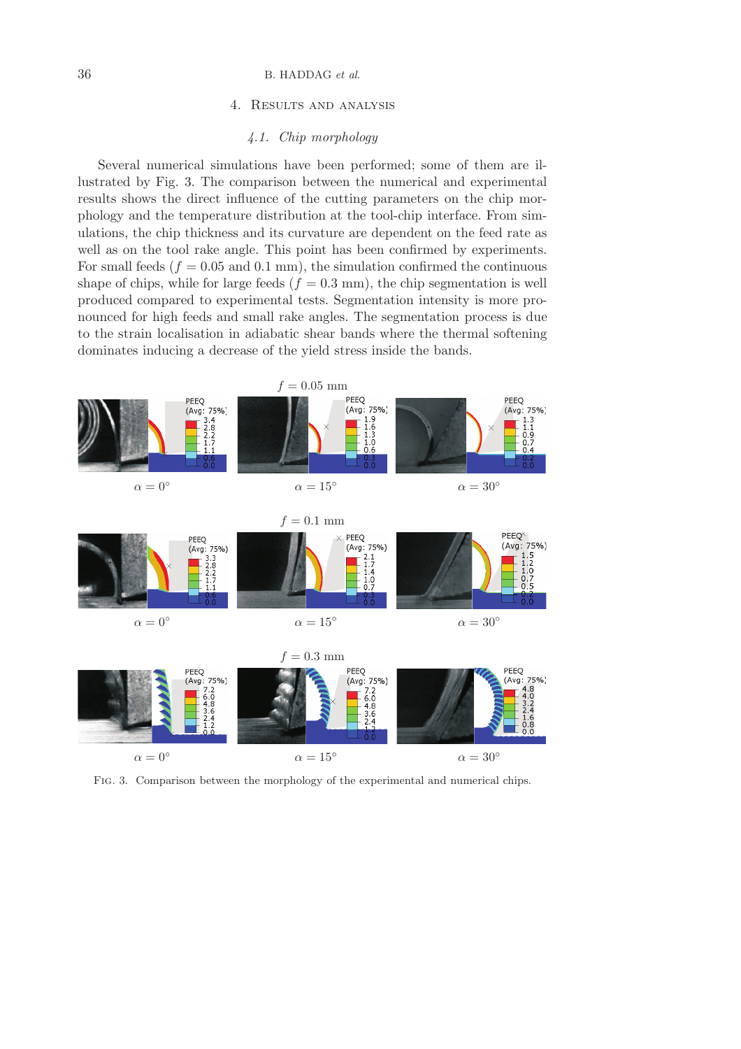## 4. Results and analysis

### *4.1. Chip morphology*

Several numerical simulations have been performed; some of them are illustrated by Fig. 3. The comparison between the numerical and experimental results shows the direct influence of the cutting parameters on the chip morphology and the temperature distribution at the tool-chip interface. From simulations, the chip thickness and its curvature are dependent on the feed rate as well as on the tool rake angle. This point has been confirmed by experiments. For small feeds ($f = 0.05$ and $0.1$ mm), the simulation confirmed the continuous shape of chips, while for large feeds ($f = 0.3$ mm), the chip segmentation is well produced compared to experimental tests. Segmentation intensity is more pronounced for high feeds and small rake angles. The segmentation process is due to the strain localisation in adiabatic shear bands where the thermal softening dominates inducing a decrease of the yield stress inside the bands.

Fig. 3. Comparison between the morphology of the experimental and numerical chips.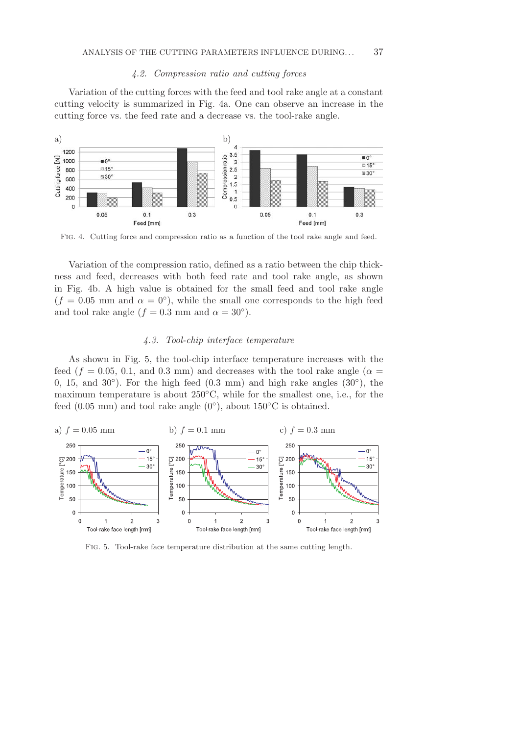### 4.2. Compression ratio and cutting forces

Variation of the cutting forces with the feed and tool rake angle at a constant cutting velocity is summarized in Fig. 4a. One can observe an increase in the cutting force vs. the feed rate and a decrease vs. the tool-rake angle.

Fig. 4. Cutting force and compression ratio as a function of the tool rake angle and feed.

Variation of the compression ratio, defined as a ratio between the chip thickness and feed, decreases with both feed rate and tool rake angle, as shown in Fig. 4b. A high value is obtained for the small feed and tool rake angle ($f = 0.05$ mm and $\alpha = 0°$), while the small one corresponds to the high feed and tool rake angle ($f = 0.3$ mm and $\alpha = 30°$).

### 4.3. Tool-chip interface temperature

As shown in Fig. 5, the tool-chip interface temperature increases with the feed ($f = 0.05$, 0.1, and 0.3 mm) and decreases with the tool rake angle ($\alpha =$ 0, 15, and 30°). For the high feed (0.3 mm) and high rake angles (30°), the maximum temperature is about 250°C, while for the smallest one, i.e., for the feed (0.05 mm) and tool rake angle (0°), about 150°C is obtained.

Fig. 5. Tool-rake face temperature distribution at the same cutting length.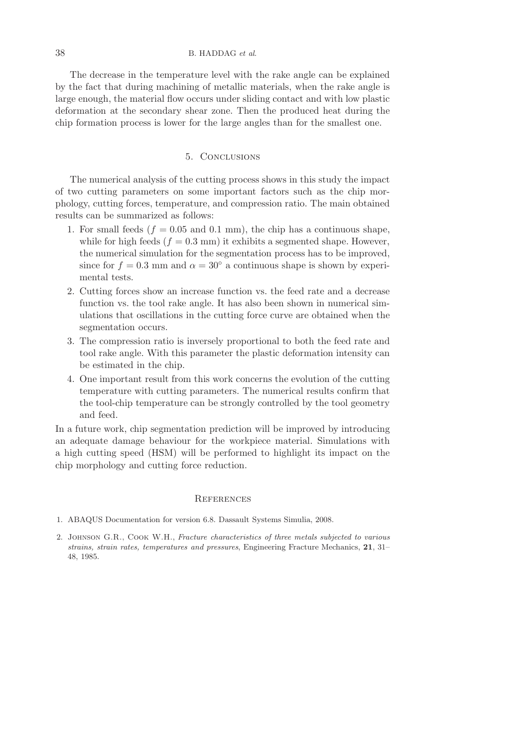The decrease in the temperature level with the rake angle can be explained by the fact that during machining of metallic materials, when the rake angle is large enough, the material flow occurs under sliding contact and with low plastic deformation at the secondary shear zone. Then the produced heat during the chip formation process is lower for the large angles than for the smallest one.

## 5. Conclusions

The numerical analysis of the cutting process shows in this study the impact of two cutting parameters on some important factors such as the chip morphology, cutting forces, temperature, and compression ratio. The main obtained results can be summarized as follows:

1. For small feeds ($f = 0.05$ and $0.1$ mm), the chip has a continuous shape, while for high feeds ($f = 0.3$ mm) it exhibits a segmented shape. However, the numerical simulation for the segmentation process has to be improved, since for $f = 0.3$ mm and $\alpha = 30^\circ$ a continuous shape is shown by experimental tests.
2. Cutting forces show an increase function vs. the feed rate and a decrease function vs. the tool rake angle. It has also been shown in numerical simulations that oscillations in the cutting force curve are obtained when the segmentation occurs.
3. The compression ratio is inversely proportional to both the feed rate and tool rake angle. With this parameter the plastic deformation intensity can be estimated in the chip.
4. One important result from this work concerns the evolution of the cutting temperature with cutting parameters. The numerical results confirm that the tool-chip temperature can be strongly controlled by the tool geometry and feed.

In a future work, chip segmentation prediction will be improved by introducing an adequate damage behaviour for the workpiece material. Simulations with a high cutting speed (HSM) will be performed to highlight its impact on the chip morphology and cutting force reduction.

## References

1. ABAQUS Documentation for version 6.8. Dassault Systems Simulia, 2008.
2. Johnson G.R., Cook W.H., *Fracture characteristics of three metals subjected to various strains, strain rates, temperatures and pressures*, Engineering Fracture Mechanics, **21**, 31–48, 1985.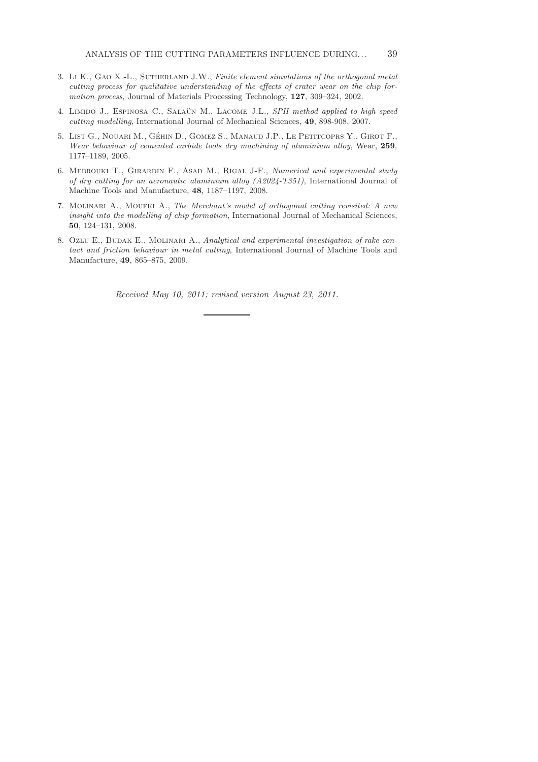3. Li K., Gao X.-L., Sutherland J.W., *Finite element simulations of the orthogonal metal cutting process for qualitative understanding of the effects of crater wear on the chip formation process*, Journal of Materials Processing Technology, **127**, 309–324, 2002.

4. Limido J., Espinosa C., Salaün M., Lacome J.L., *SPH method applied to high speed cutting modelling*, International Journal of Mechanical Sciences, **49**, 898-908, 2007.

5. List G., Nouari M., Géhin D., Gomez S., Manaud J.P., Le Petitcoprs Y., Girot F., *Wear behaviour of cemented carbide tools dry machining of aluminium alloy*, Wear, **259**, 1177–1189, 2005.

6. Mebrouki T., Girardin F., Asad M., Rigal J-F., *Numerical and experimental study of dry cutting for an aeronautic aluminium alloy (A2024-T351)*, International Journal of Machine Tools and Manufacture, **48**, 1187–1197, 2008.

7. Molinari A., Moufki A., *The Merchant's model of orthogonal cutting revisited: A new insight into the modelling of chip formation*, International Journal of Mechanical Sciences, **50**, 124–131, 2008.

8. Ozlu E., Budak E., Molinari A., *Analytical and experimental investigation of rake contact and friction behaviour in metal cutting*, International Journal of Machine Tools and Manufacture, **49**, 865–875, 2009.

*Received May 10, 2011; revised version August 23, 2011.*